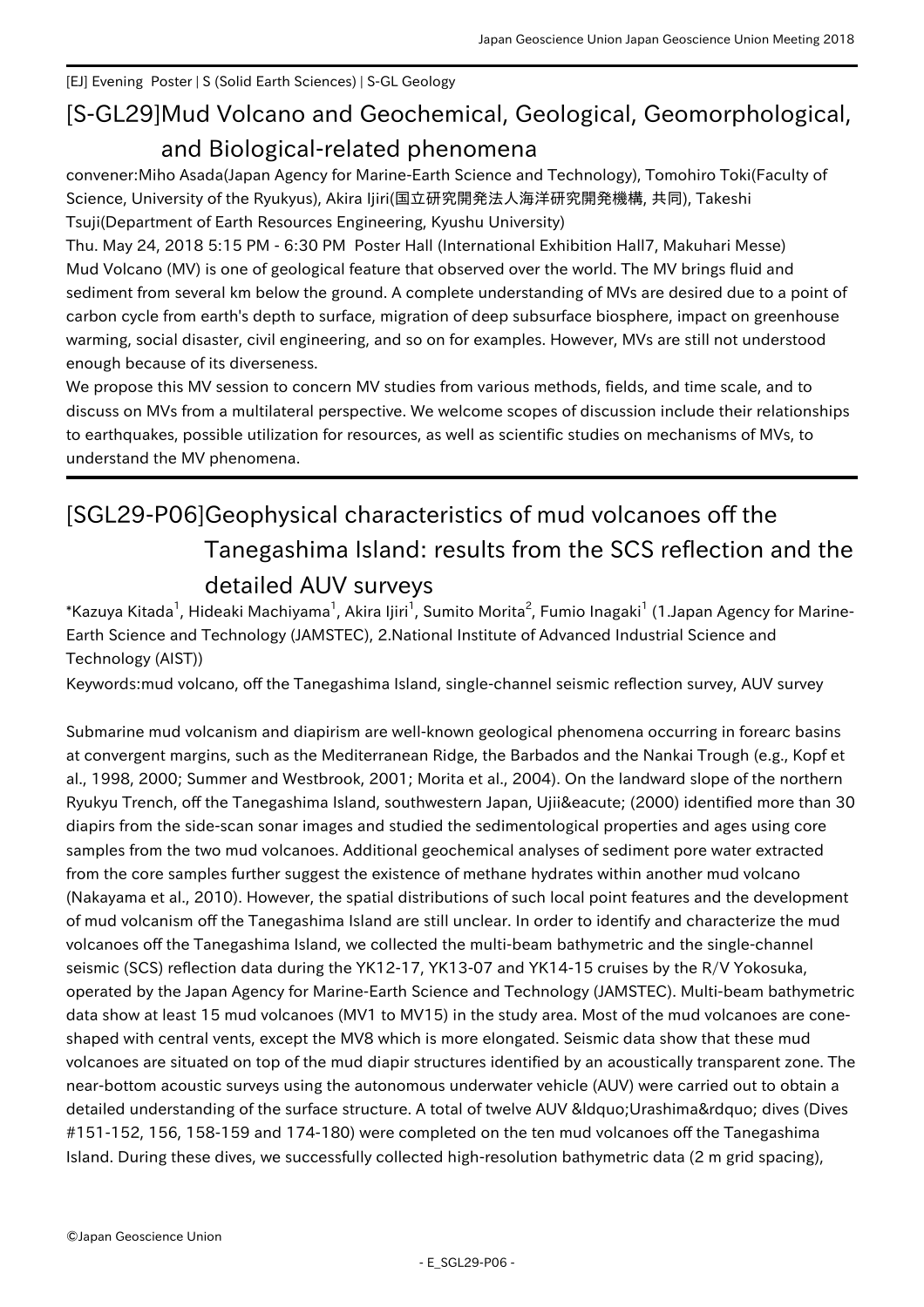[EJ] Evening Poster | S (Solid Earth Sciences) | S-GL Geology

# [S-GL29]Mud Volcano and Geochemical, Geological, Geomorphological, and Biological-related phenomena

convener:Miho Asada(Japan Agency for Marine-Earth Science and Technology), Tomohiro Toki(Faculty of Science, University of the Ryukyus), Akira Ijiri(国立研究開発法人海洋研究開発機構, 共同), Takeshi Tsuji(Department of Earth Resources Engineering, Kyushu University)

Thu. May 24, 2018 5:15 PM - 6:30 PM Poster Hall (International Exhibition Hall7, Makuhari Messe)

Mud Volcano (MV) is one of geological feature that observed over the world. The MV brings fluid and sediment from several km below the ground. A complete understanding of MVs are desired due to a point of carbon cycle from earth's depth to surface, migration of deep subsurface biosphere, impact on greenhouse warming, social disaster, civil engineering, and so on for examples. However, MVs are still not understood enough because of its diverseness.

We propose this MV session to concern MV studies from various methods, fields, and time scale, and to discuss on MVs from a multilateral perspective. We welcome scopes of discussion include their relationships to earthquakes, possible utilization for resources, as well as scientific studies on mechanisms of MVs, to understand the MV phenomena.

## [SGL29-P06]Geophysical characteristics of mud volcanoes off the Tanegashima Island: results from the SCS reflection and the detailed AUV surveys

*Kazuya Kitada[1], Hideaki Machiyama[1], Akira Ijiri[1], Sumito Morita[2], Fumio Inagaki[1] (1.Japan Agency for Marine-Earth Science and Technology (JAMSTEC), 2.National Institute of Advanced Industrial Science and Technology (AIST))

Keywords:mud volcano, off the Tanegashima Island, single-channel seismic reflection survey, AUV survey

Submarine mud volcanism and diapirism are well-known geological phenomena occurring in forearc basins at convergent margins, such as the Mediterranean Ridge, the Barbados and the Nankai Trough (e.g., Kopf et al., 1998, 2000; Summer and Westbrook, 2001; Morita et al., 2004). On the landward slope of the northern Ryukyu Trench, off the Tanegashima Island, southwestern Japan, Ujii&eacute; (2000) identified more than 30 diapirs from the side-scan sonar images and studied the sedimentological properties and ages using core samples from the two mud volcanoes. Additional geochemical analyses of sediment pore water extracted from the core samples further suggest the existence of methane hydrates within another mud volcano (Nakayama et al., 2010). However, the spatial distributions of such local point features and the development of mud volcanism off the Tanegashima Island are still unclear. In order to identify and characterize the mud volcanoes off the Tanegashima Island, we collected the multi-beam bathymetric and the single-channel seismic (SCS) reflection data during the YK12-17, YK13-07 and YK14-15 cruises by the R/V Yokosuka, operated by the Japan Agency for Marine-Earth Science and Technology (JAMSTEC). Multi-beam bathymetric data show at least 15 mud volcanoes (MV1 to MV15) in the study area. Most of the mud volcanoes are cone-shaped with central vents, except the MV8 which is more elongated. Seismic data show that these mud volcanoes are situated on top of the mud diapir structures identified by an acoustically transparent zone. The near-bottom acoustic surveys using the autonomous underwater vehicle (AUV) were carried out to obtain a detailed understanding of the surface structure. A total of twelve AUV &ldquo;Urashima&rdquo; dives (Dives #151-152, 156, 158-159 and 174-180) were completed on the ten mud volcanoes off the Tanegashima Island. During these dives, we successfully collected high-resolution bathymetric data (2 m grid spacing),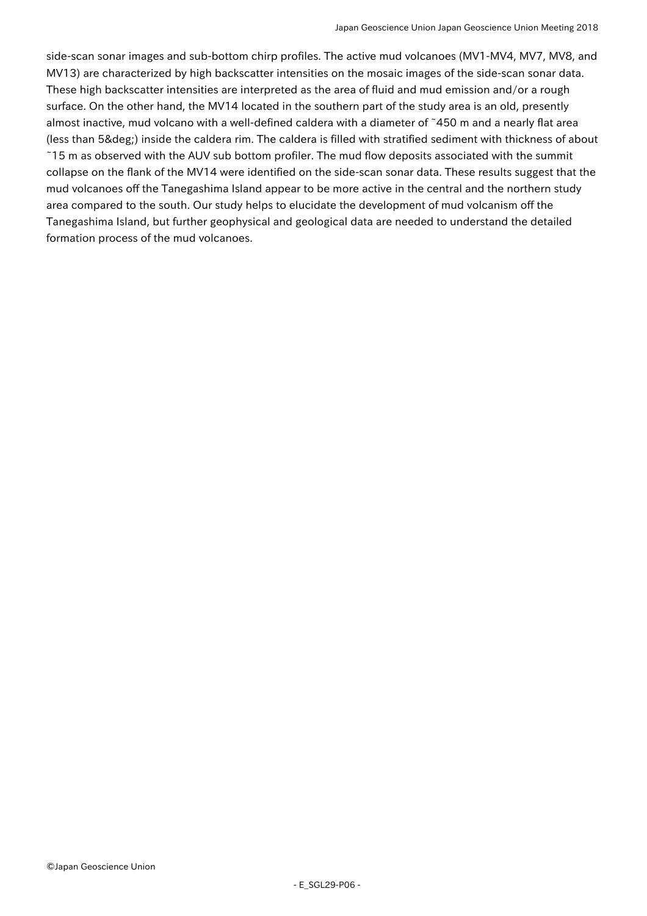side-scan sonar images and sub-bottom chirp profiles. The active mud volcanoes (MV1-MV4, MV7, MV8, and MV13) are characterized by high backscatter intensities on the mosaic images of the side-scan sonar data. These high backscatter intensities are interpreted as the area of fluid and mud emission and/or a rough surface. On the other hand, the MV14 located in the southern part of the study area is an old, presently almost inactive, mud volcano with a well-defined caldera with a diameter of ~450 m and a nearly flat area (less than 5&deg;) inside the caldera rim. The caldera is filled with stratified sediment with thickness of about ~15 m as observed with the AUV sub bottom profiler. The mud flow deposits associated with the summit collapse on the flank of the MV14 were identified on the side-scan sonar data. These results suggest that the mud volcanoes off the Tanegashima Island appear to be more active in the central and the northern study area compared to the south. Our study helps to elucidate the development of mud volcanism off the Tanegashima Island, but further geophysical and geological data are needed to understand the detailed formation process of the mud volcanoes.